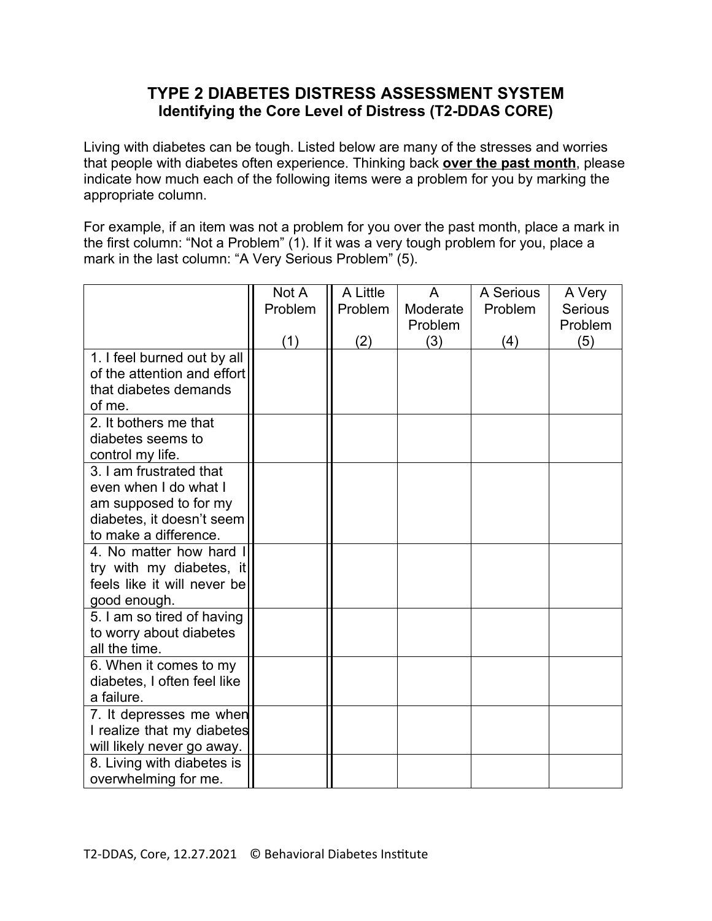# TYPE 2 DIABETES DISTRESS ASSESSMENT SYSTEM

## Identifying the Core Level of Distress (T2-DDAS CORE)

Living with diabetes can be tough. Listed below are many of the stresses and worries that people with diabetes often experience. Thinking back **over the past month**, please indicate how much each of the following items were a problem for you by marking the appropriate column.

For example, if an item was not a problem for you over the past month, place a mark in the first column: "Not a Problem" (1). If it was a very tough problem for you, place a mark in the last column: "A Very Serious Problem" (5).

| | Not A Problem (1) | A Little Problem (2) | A Moderate Problem (3) | A Serious Problem (4) | A Very Serious Problem (5) |
|---|---|---|---|---|---|
| 1. I feel burned out by all of the attention and effort that diabetes demands of me. | | | | | |
| 2. It bothers me that diabetes seems to control my life. | | | | | |
| 3. I am frustrated that even when I do what I am supposed to for my diabetes, it doesn't seem to make a difference. | | | | | |
| 4. No matter how hard I try with my diabetes, it feels like it will never be good enough. | | | | | |
| 5. I am so tired of having to worry about diabetes all the time. | | | | | |
| 6. When it comes to my diabetes, I often feel like a failure. | | | | | |
| 7. It depresses me when I realize that my diabetes will likely never go away. | | | | | |
| 8. Living with diabetes is overwhelming for me. | | | | | |

T2-DDAS, Core, 12.27.2021 © Behavioral Diabetes Institute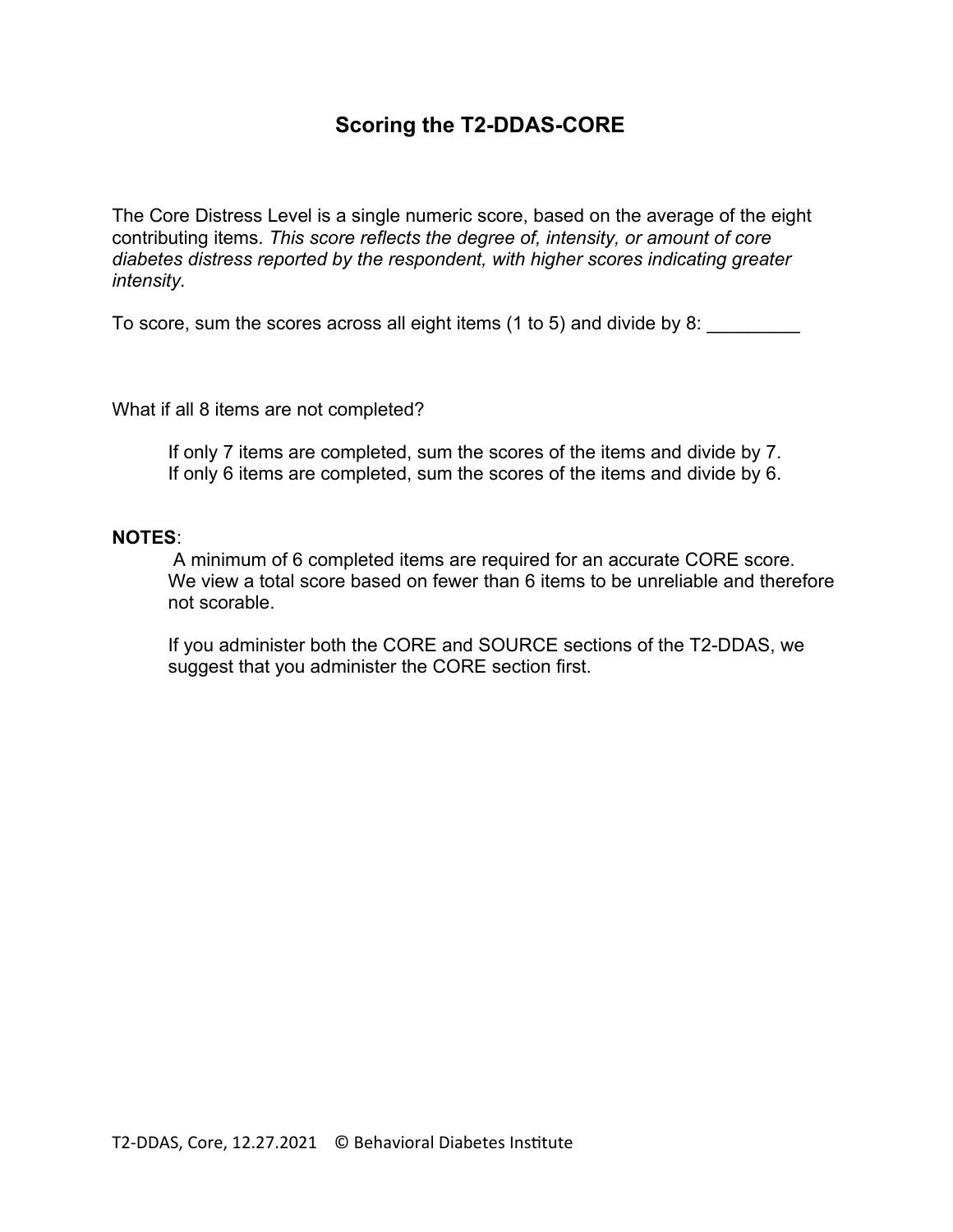# Scoring the T2-DDAS-CORE

The Core Distress Level is a single numeric score, based on the average of the eight contributing items. *This score reflects the degree of, intensity, or amount of core diabetes distress reported by the respondent, with higher scores indicating greater intensity.*

To score, sum the scores across all eight items (1 to 5) and divide by 8: _________

What if all 8 items are not completed?

> If only 7 items are completed, sum the scores of the items and divide by 7.
> If only 6 items are completed, sum the scores of the items and divide by 6.

**NOTES**:

> A minimum of 6 completed items are required for an accurate CORE score. We view a total score based on fewer than 6 items to be unreliable and therefore not scorable.
>
> If you administer both the CORE and SOURCE sections of the T2-DDAS, we suggest that you administer the CORE section first.

T2-DDAS, Core, 12.27.2021 © Behavioral Diabetes Institute